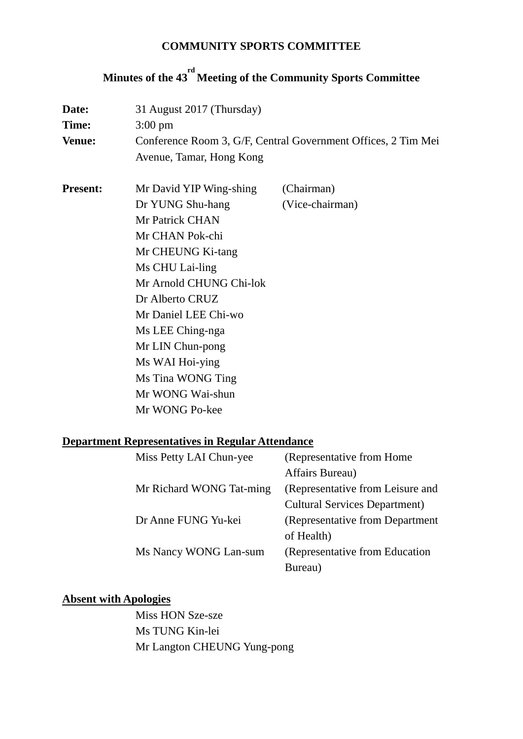# COMMUNITY SPORTS COMMITTEE

## Minutes of the 43rd Meeting of the Community Sports Committee

**Date:** 31 August 2017 (Thursday)

**Time:** 3:00 pm

**Venue:** Conference Room 3, G/F, Central Government Offices, 2 Tim Mei Avenue, Tamar, Hong Kong

**Present:**

Mr David YIP Wing-shing (Chairman)
Dr YUNG Shu-hang (Vice-chairman)
Mr Patrick CHAN
Mr CHAN Pok-chi
Mr CHEUNG Ki-tang
Ms CHU Lai-ling
Mr Arnold CHUNG Chi-lok
Dr Alberto CRUZ
Mr Daniel LEE Chi-wo
Ms LEE Ching-nga
Mr LIN Chun-pong
Ms WAI Hoi-ying
Ms Tina WONG Ting
Mr WONG Wai-shun
Mr WONG Po-kee

**Department Representatives in Regular Attendance**

Miss Petty LAI Chun-yee (Representative from Home Affairs Bureau)
Mr Richard WONG Tat-ming (Representative from Leisure and Cultural Services Department)
Dr Anne FUNG Yu-kei (Representative from Department of Health)
Ms Nancy WONG Lan-sum (Representative from Education Bureau)

**Absent with Apologies**

Miss HON Sze-sze
Ms TUNG Kin-lei
Mr Langton CHEUNG Yung-pong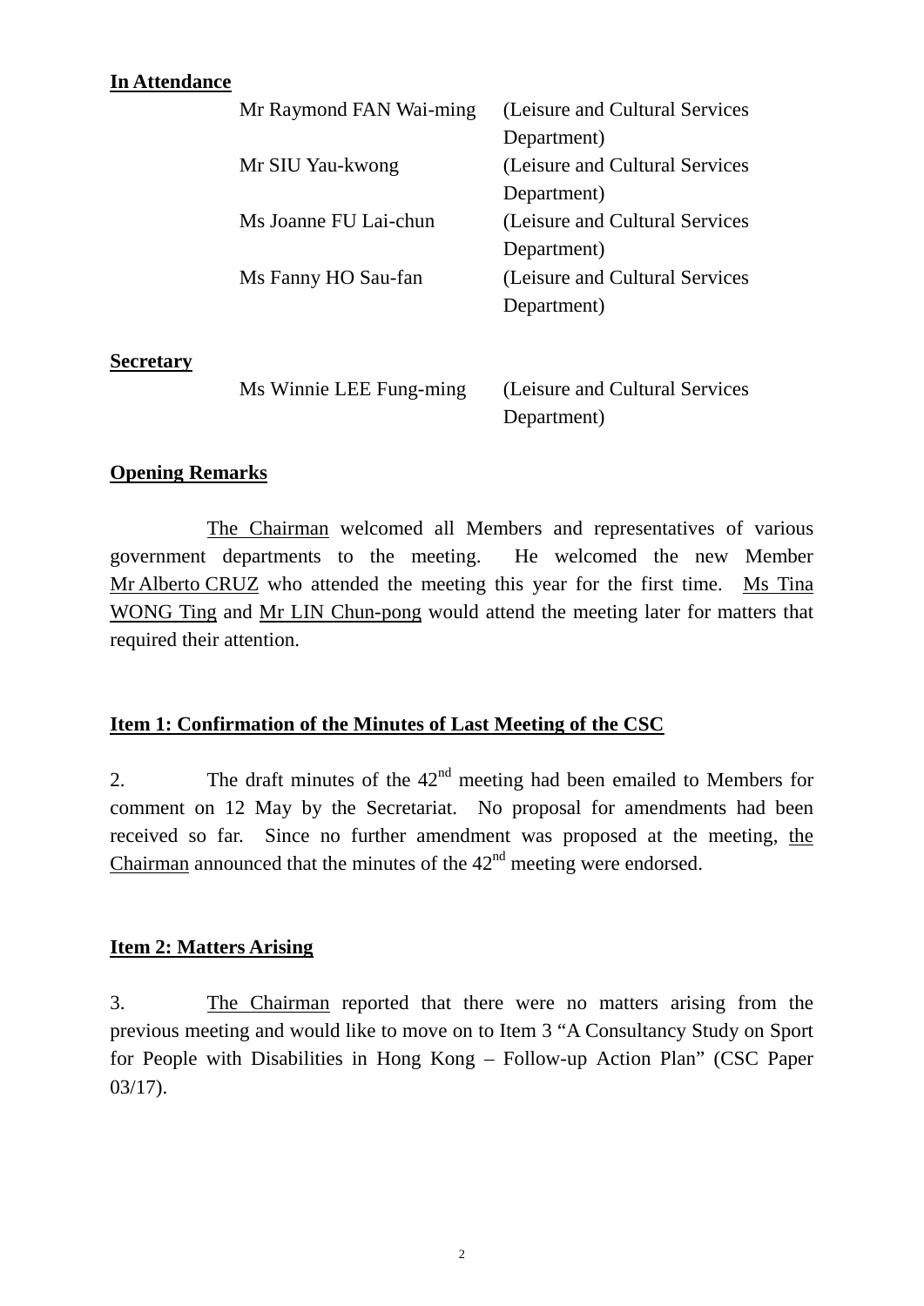**In Attendance**

| | |
|---|---|
| Mr Raymond FAN Wai-ming | (Leisure and Cultural Services Department) |
| Mr SIU Yau-kwong | (Leisure and Cultural Services Department) |
| Ms Joanne FU Lai-chun | (Leisure and Cultural Services Department) |
| Ms Fanny HO Sau-fan | (Leisure and Cultural Services Department) |

**Secretary**

| | |
|---|---|
| Ms Winnie LEE Fung-ming | (Leisure and Cultural Services Department) |

**Opening Remarks**

The Chairman welcomed all Members and representatives of various government departments to the meeting. He welcomed the new Member Mr Alberto CRUZ who attended the meeting this year for the first time. Ms Tina WONG Ting and Mr LIN Chun-pong would attend the meeting later for matters that required their attention.

**Item 1: Confirmation of the Minutes of Last Meeting of the CSC**

2. The draft minutes of the 42nd meeting had been emailed to Members for comment on 12 May by the Secretariat. No proposal for amendments had been received so far. Since no further amendment was proposed at the meeting, the Chairman announced that the minutes of the 42nd meeting were endorsed.

**Item 2: Matters Arising**

3. The Chairman reported that there were no matters arising from the previous meeting and would like to move on to Item 3 "A Consultancy Study on Sport for People with Disabilities in Hong Kong – Follow-up Action Plan" (CSC Paper 03/17).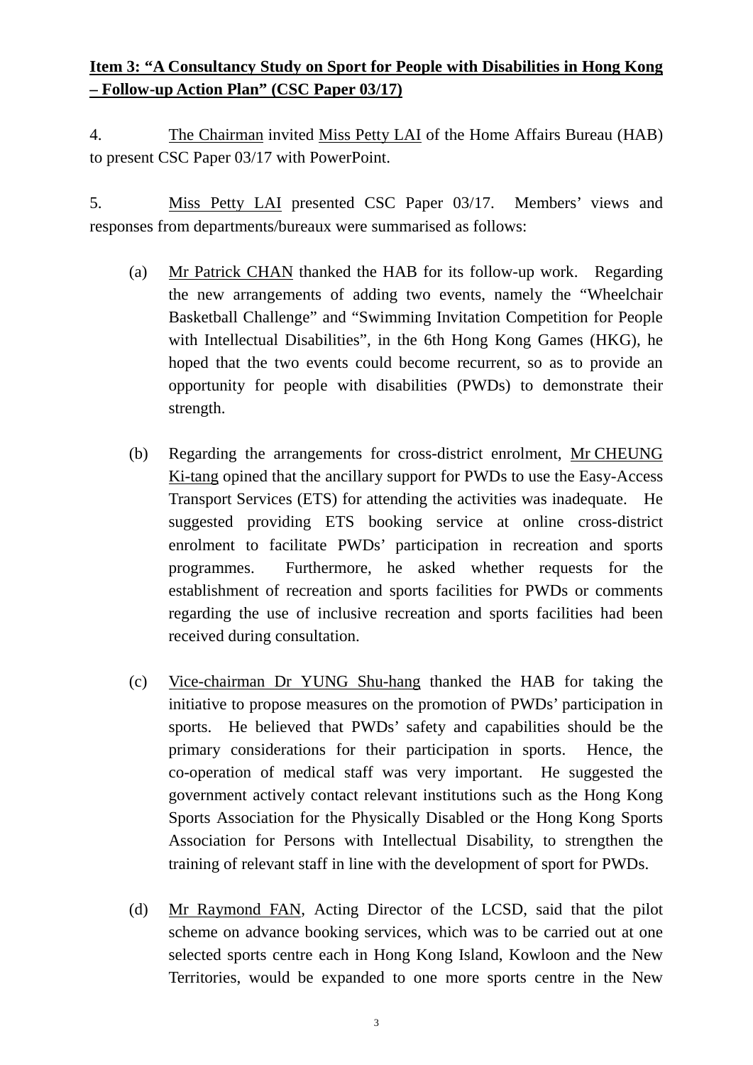**Item 3: "A Consultancy Study on Sport for People with Disabilities in Hong Kong – Follow-up Action Plan" (CSC Paper 03/17)**

4. The Chairman invited Miss Petty LAI of the Home Affairs Bureau (HAB) to present CSC Paper 03/17 with PowerPoint.

5. Miss Petty LAI presented CSC Paper 03/17. Members' views and responses from departments/bureaux were summarised as follows:

(a) Mr Patrick CHAN thanked the HAB for its follow-up work. Regarding the new arrangements of adding two events, namely the "Wheelchair Basketball Challenge" and "Swimming Invitation Competition for People with Intellectual Disabilities", in the 6th Hong Kong Games (HKG), he hoped that the two events could become recurrent, so as to provide an opportunity for people with disabilities (PWDs) to demonstrate their strength.

(b) Regarding the arrangements for cross-district enrolment, Mr CHEUNG Ki-tang opined that the ancillary support for PWDs to use the Easy-Access Transport Services (ETS) for attending the activities was inadequate. He suggested providing ETS booking service at online cross-district enrolment to facilitate PWDs' participation in recreation and sports programmes. Furthermore, he asked whether requests for the establishment of recreation and sports facilities for PWDs or comments regarding the use of inclusive recreation and sports facilities had been received during consultation.

(c) Vice-chairman Dr YUNG Shu-hang thanked the HAB for taking the initiative to propose measures on the promotion of PWDs' participation in sports. He believed that PWDs' safety and capabilities should be the primary considerations for their participation in sports. Hence, the co-operation of medical staff was very important. He suggested the government actively contact relevant institutions such as the Hong Kong Sports Association for the Physically Disabled or the Hong Kong Sports Association for Persons with Intellectual Disability, to strengthen the training of relevant staff in line with the development of sport for PWDs.

(d) Mr Raymond FAN, Acting Director of the LCSD, said that the pilot scheme on advance booking services, which was to be carried out at one selected sports centre each in Hong Kong Island, Kowloon and the New Territories, would be expanded to one more sports centre in the New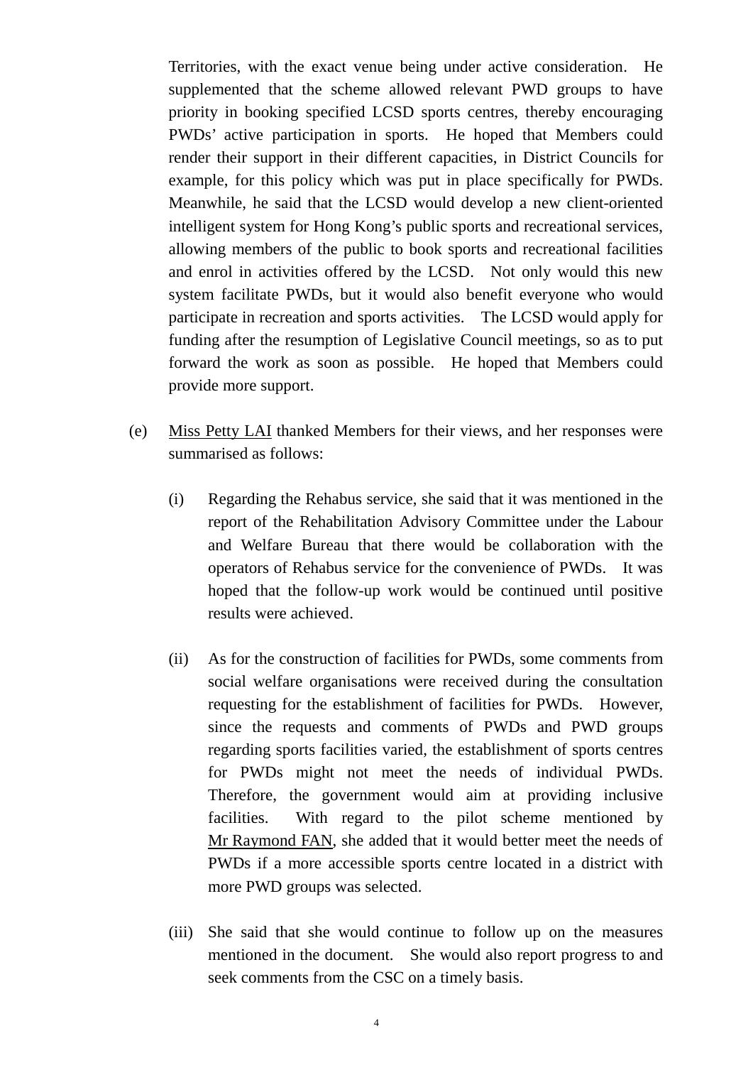Territories, with the exact venue being under active consideration. He supplemented that the scheme allowed relevant PWD groups to have priority in booking specified LCSD sports centres, thereby encouraging PWDs' active participation in sports. He hoped that Members could render their support in their different capacities, in District Councils for example, for this policy which was put in place specifically for PWDs. Meanwhile, he said that the LCSD would develop a new client-oriented intelligent system for Hong Kong's public sports and recreational services, allowing members of the public to book sports and recreational facilities and enrol in activities offered by the LCSD. Not only would this new system facilitate PWDs, but it would also benefit everyone who would participate in recreation and sports activities. The LCSD would apply for funding after the resumption of Legislative Council meetings, so as to put forward the work as soon as possible. He hoped that Members could provide more support.

(e) Miss Petty LAI thanked Members for their views, and her responses were summarised as follows:

(i) Regarding the Rehabus service, she said that it was mentioned in the report of the Rehabilitation Advisory Committee under the Labour and Welfare Bureau that there would be collaboration with the operators of Rehabus service for the convenience of PWDs. It was hoped that the follow-up work would be continued until positive results were achieved.

(ii) As for the construction of facilities for PWDs, some comments from social welfare organisations were received during the consultation requesting for the establishment of facilities for PWDs. However, since the requests and comments of PWDs and PWD groups regarding sports facilities varied, the establishment of sports centres for PWDs might not meet the needs of individual PWDs. Therefore, the government would aim at providing inclusive facilities. With regard to the pilot scheme mentioned by Mr Raymond FAN, she added that it would better meet the needs of PWDs if a more accessible sports centre located in a district with more PWD groups was selected.

(iii) She said that she would continue to follow up on the measures mentioned in the document. She would also report progress to and seek comments from the CSC on a timely basis.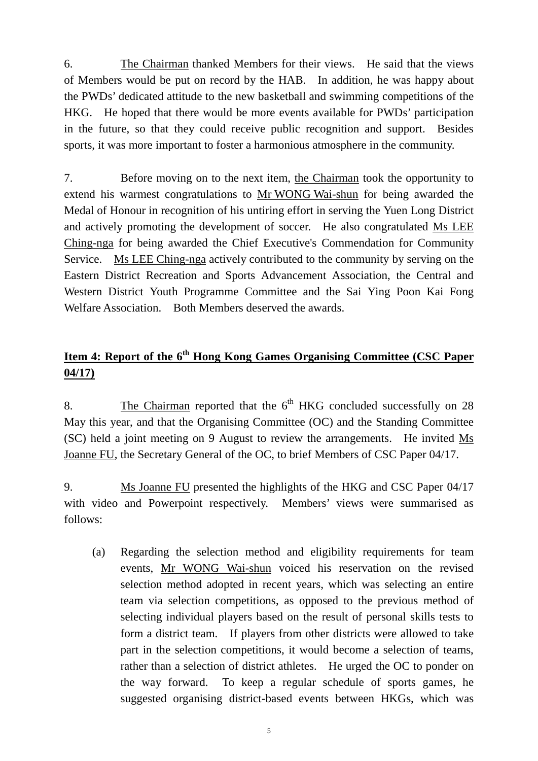6. The Chairman thanked Members for their views. He said that the views of Members would be put on record by the HAB. In addition, he was happy about the PWDs' dedicated attitude to the new basketball and swimming competitions of the HKG. He hoped that there would be more events available for PWDs' participation in the future, so that they could receive public recognition and support. Besides sports, it was more important to foster a harmonious atmosphere in the community.

7. Before moving on to the next item, the Chairman took the opportunity to extend his warmest congratulations to Mr WONG Wai-shun for being awarded the Medal of Honour in recognition of his untiring effort in serving the Yuen Long District and actively promoting the development of soccer. He also congratulated Ms LEE Ching-nga for being awarded the Chief Executive's Commendation for Community Service. Ms LEE Ching-nga actively contributed to the community by serving on the Eastern District Recreation and Sports Advancement Association, the Central and Western District Youth Programme Committee and the Sai Ying Poon Kai Fong Welfare Association. Both Members deserved the awards.

## Item 4: Report of the 6th Hong Kong Games Organising Committee (CSC Paper 04/17)

8. The Chairman reported that the 6th HKG concluded successfully on 28 May this year, and that the Organising Committee (OC) and the Standing Committee (SC) held a joint meeting on 9 August to review the arrangements. He invited Ms Joanne FU, the Secretary General of the OC, to brief Members of CSC Paper 04/17.

9. Ms Joanne FU presented the highlights of the HKG and CSC Paper 04/17 with video and Powerpoint respectively. Members' views were summarised as follows:

(a) Regarding the selection method and eligibility requirements for team events, Mr WONG Wai-shun voiced his reservation on the revised selection method adopted in recent years, which was selecting an entire team via selection competitions, as opposed to the previous method of selecting individual players based on the result of personal skills tests to form a district team. If players from other districts were allowed to take part in the selection competitions, it would become a selection of teams, rather than a selection of district athletes. He urged the OC to ponder on the way forward. To keep a regular schedule of sports games, he suggested organising district-based events between HKGs, which was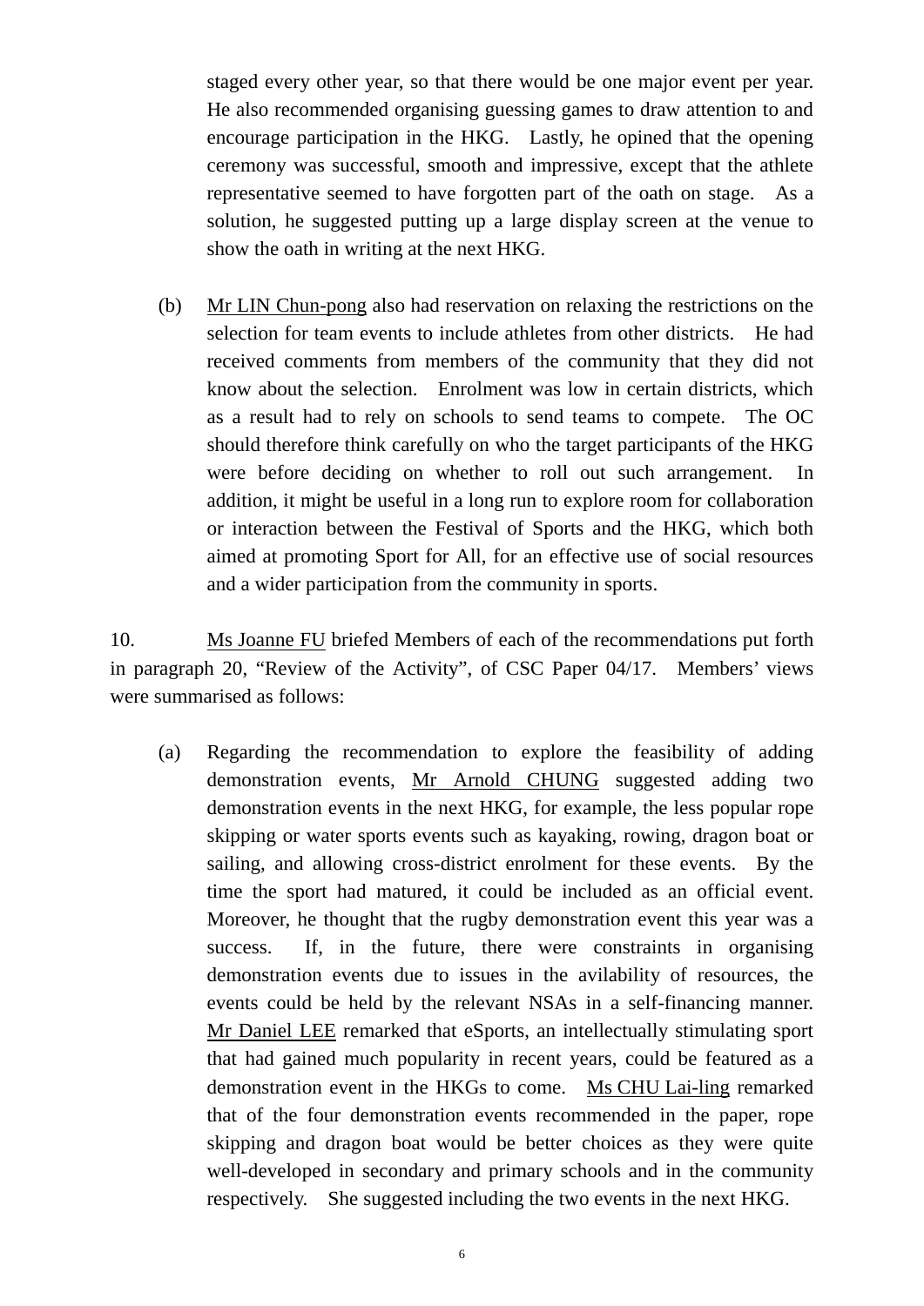staged every other year, so that there would be one major event per year. He also recommended organising guessing games to draw attention to and encourage participation in the HKG. Lastly, he opined that the opening ceremony was successful, smooth and impressive, except that the athlete representative seemed to have forgotten part of the oath on stage. As a solution, he suggested putting up a large display screen at the venue to show the oath in writing at the next HKG.

(b) Mr LIN Chun-pong also had reservation on relaxing the restrictions on the selection for team events to include athletes from other districts. He had received comments from members of the community that they did not know about the selection. Enrolment was low in certain districts, which as a result had to rely on schools to send teams to compete. The OC should therefore think carefully on who the target participants of the HKG were before deciding on whether to roll out such arrangement. In addition, it might be useful in a long run to explore room for collaboration or interaction between the Festival of Sports and the HKG, which both aimed at promoting Sport for All, for an effective use of social resources and a wider participation from the community in sports.

10. Ms Joanne FU briefed Members of each of the recommendations put forth in paragraph 20, "Review of the Activity", of CSC Paper 04/17. Members' views were summarised as follows:

(a) Regarding the recommendation to explore the feasibility of adding demonstration events, Mr Arnold CHUNG suggested adding two demonstration events in the next HKG, for example, the less popular rope skipping or water sports events such as kayaking, rowing, dragon boat or sailing, and allowing cross-district enrolment for these events. By the time the sport had matured, it could be included as an official event. Moreover, he thought that the rugby demonstration event this year was a success. If, in the future, there were constraints in organising demonstration events due to issues in the avilability of resources, the events could be held by the relevant NSAs in a self-financing manner. Mr Daniel LEE remarked that eSports, an intellectually stimulating sport that had gained much popularity in recent years, could be featured as a demonstration event in the HKGs to come. Ms CHU Lai-ling remarked that of the four demonstration events recommended in the paper, rope skipping and dragon boat would be better choices as they were quite well-developed in secondary and primary schools and in the community respectively. She suggested including the two events in the next HKG.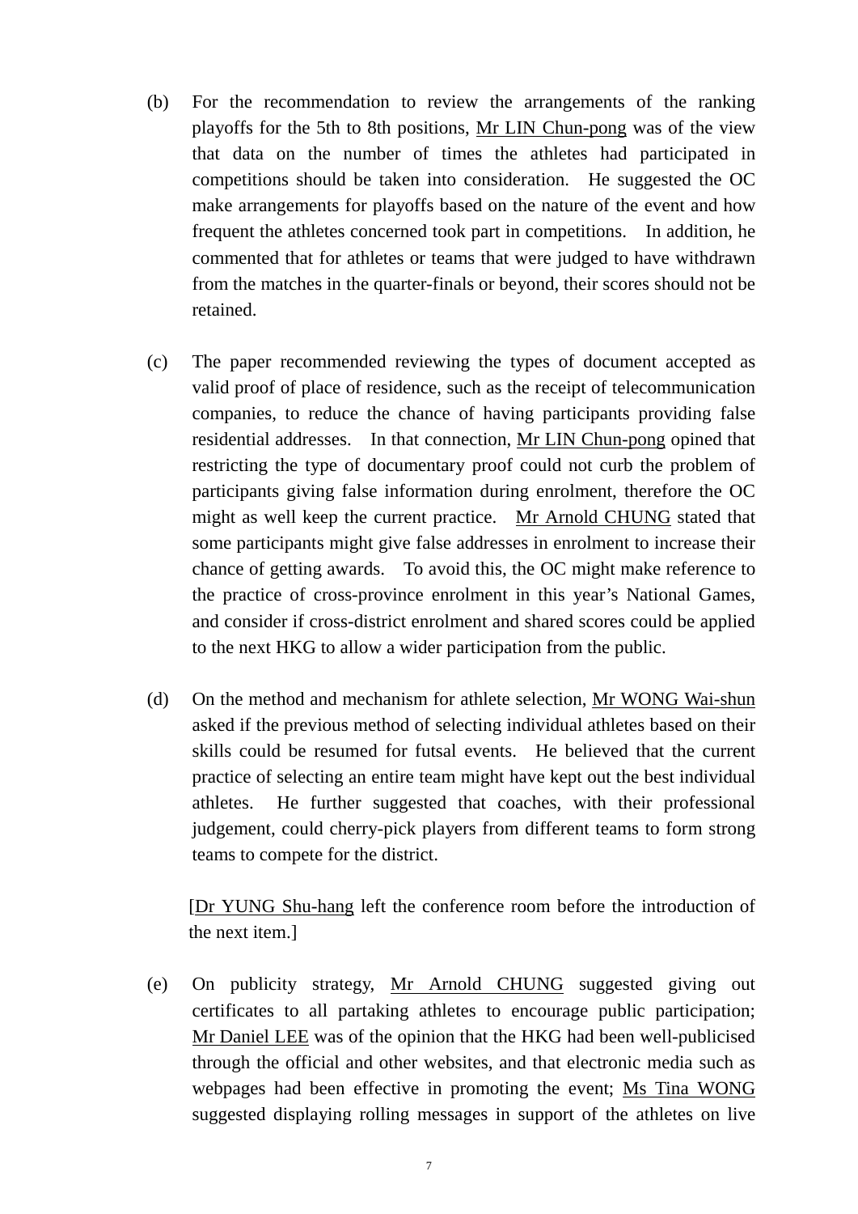(b) For the recommendation to review the arrangements of the ranking playoffs for the 5th to 8th positions, Mr LIN Chun-pong was of the view that data on the number of times the athletes had participated in competitions should be taken into consideration. He suggested the OC make arrangements for playoffs based on the nature of the event and how frequent the athletes concerned took part in competitions. In addition, he commented that for athletes or teams that were judged to have withdrawn from the matches in the quarter-finals or beyond, their scores should not be retained.

(c) The paper recommended reviewing the types of document accepted as valid proof of place of residence, such as the receipt of telecommunication companies, to reduce the chance of having participants providing false residential addresses. In that connection, Mr LIN Chun-pong opined that restricting the type of documentary proof could not curb the problem of participants giving false information during enrolment, therefore the OC might as well keep the current practice. Mr Arnold CHUNG stated that some participants might give false addresses in enrolment to increase their chance of getting awards. To avoid this, the OC might make reference to the practice of cross-province enrolment in this year's National Games, and consider if cross-district enrolment and shared scores could be applied to the next HKG to allow a wider participation from the public.

(d) On the method and mechanism for athlete selection, Mr WONG Wai-shun asked if the previous method of selecting individual athletes based on their skills could be resumed for futsal events. He believed that the current practice of selecting an entire team might have kept out the best individual athletes. He further suggested that coaches, with their professional judgement, could cherry-pick players from different teams to form strong teams to compete for the district.

[Dr YUNG Shu-hang left the conference room before the introduction of the next item.]

(e) On publicity strategy, Mr Arnold CHUNG suggested giving out certificates to all partaking athletes to encourage public participation; Mr Daniel LEE was of the opinion that the HKG had been well-publicised through the official and other websites, and that electronic media such as webpages had been effective in promoting the event; Ms Tina WONG suggested displaying rolling messages in support of the athletes on live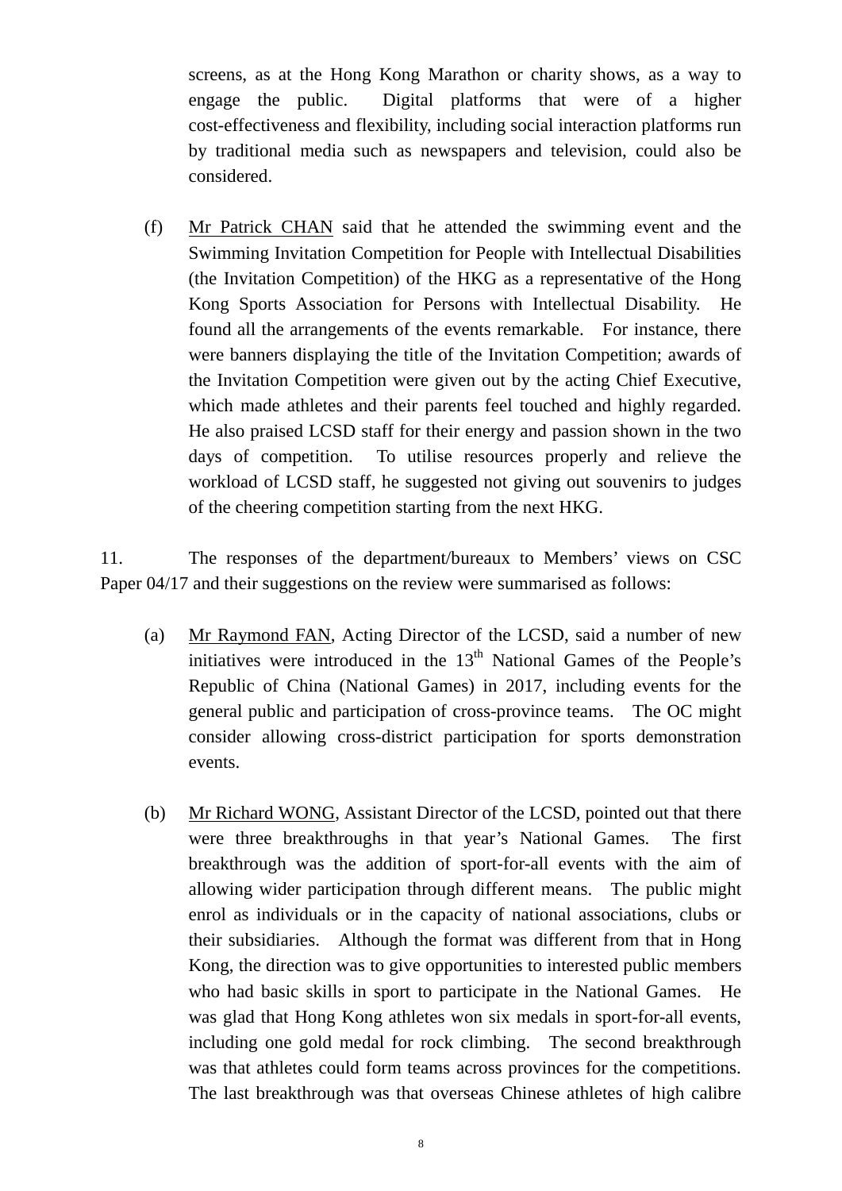screens, as at the Hong Kong Marathon or charity shows, as a way to engage the public. Digital platforms that were of a higher cost-effectiveness and flexibility, including social interaction platforms run by traditional media such as newspapers and television, could also be considered.

(f) Mr Patrick CHAN said that he attended the swimming event and the Swimming Invitation Competition for People with Intellectual Disabilities (the Invitation Competition) of the HKG as a representative of the Hong Kong Sports Association for Persons with Intellectual Disability. He found all the arrangements of the events remarkable. For instance, there were banners displaying the title of the Invitation Competition; awards of the Invitation Competition were given out by the acting Chief Executive, which made athletes and their parents feel touched and highly regarded. He also praised LCSD staff for their energy and passion shown in the two days of competition. To utilise resources properly and relieve the workload of LCSD staff, he suggested not giving out souvenirs to judges of the cheering competition starting from the next HKG.

11. The responses of the department/bureaux to Members' views on CSC Paper 04/17 and their suggestions on the review were summarised as follows:

(a) Mr Raymond FAN, Acting Director of the LCSD, said a number of new initiatives were introduced in the 13th National Games of the People's Republic of China (National Games) in 2017, including events for the general public and participation of cross-province teams. The OC might consider allowing cross-district participation for sports demonstration events.

(b) Mr Richard WONG, Assistant Director of the LCSD, pointed out that there were three breakthroughs in that year's National Games. The first breakthrough was the addition of sport-for-all events with the aim of allowing wider participation through different means. The public might enrol as individuals or in the capacity of national associations, clubs or their subsidiaries. Although the format was different from that in Hong Kong, the direction was to give opportunities to interested public members who had basic skills in sport to participate in the National Games. He was glad that Hong Kong athletes won six medals in sport-for-all events, including one gold medal for rock climbing. The second breakthrough was that athletes could form teams across provinces for the competitions. The last breakthrough was that overseas Chinese athletes of high calibre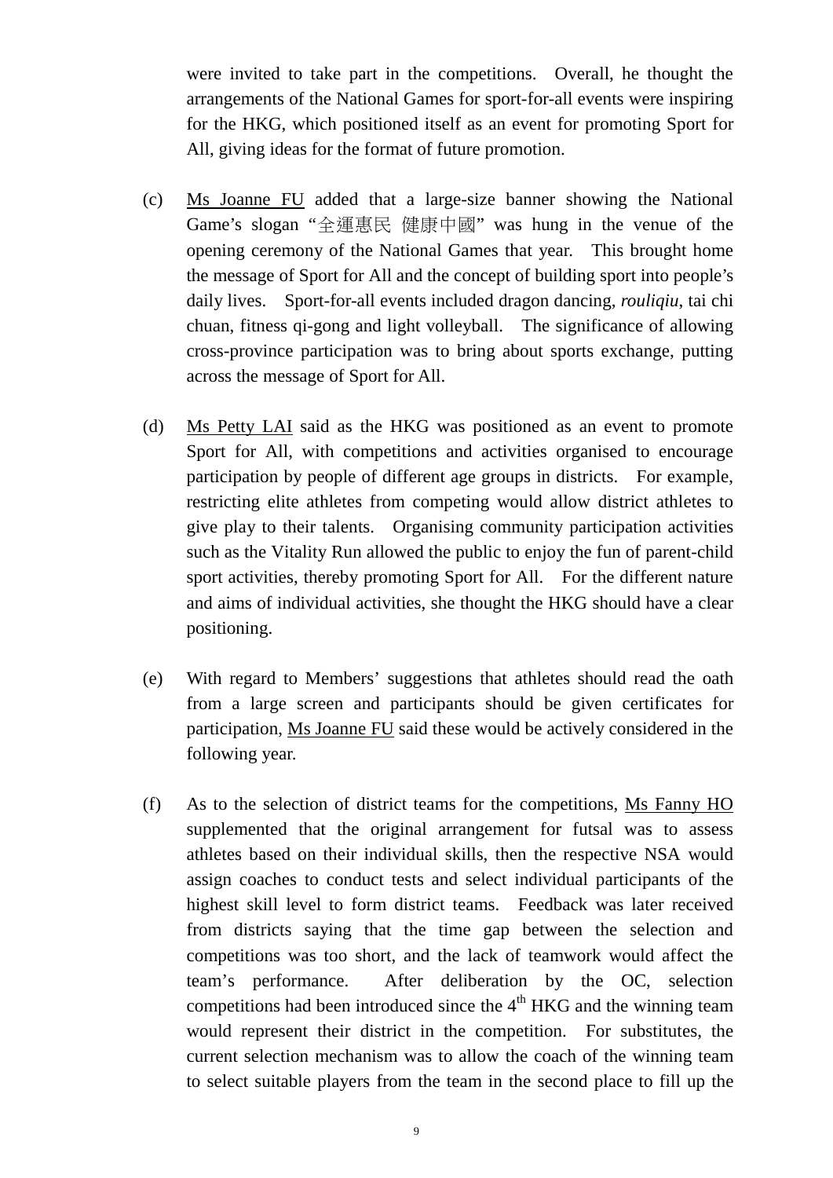were invited to take part in the competitions. Overall, he thought the arrangements of the National Games for sport-for-all events were inspiring for the HKG, which positioned itself as an event for promoting Sport for All, giving ideas for the format of future promotion.

(c) Ms Joanne FU added that a large-size banner showing the National Game's slogan "全運惠民 健康中國" was hung in the venue of the opening ceremony of the National Games that year. This brought home the message of Sport for All and the concept of building sport into people's daily lives. Sport-for-all events included dragon dancing, *rouliqiu*, tai chi chuan, fitness qi-gong and light volleyball. The significance of allowing cross-province participation was to bring about sports exchange, putting across the message of Sport for All.

(d) Ms Petty LAI said as the HKG was positioned as an event to promote Sport for All, with competitions and activities organised to encourage participation by people of different age groups in districts. For example, restricting elite athletes from competing would allow district athletes to give play to their talents. Organising community participation activities such as the Vitality Run allowed the public to enjoy the fun of parent-child sport activities, thereby promoting Sport for All. For the different nature and aims of individual activities, she thought the HKG should have a clear positioning.

(e) With regard to Members' suggestions that athletes should read the oath from a large screen and participants should be given certificates for participation, Ms Joanne FU said these would be actively considered in the following year.

(f) As to the selection of district teams for the competitions, Ms Fanny HO supplemented that the original arrangement for futsal was to assess athletes based on their individual skills, then the respective NSA would assign coaches to conduct tests and select individual participants of the highest skill level to form district teams. Feedback was later received from districts saying that the time gap between the selection and competitions was too short, and the lack of teamwork would affect the team's performance. After deliberation by the OC, selection competitions had been introduced since the 4th HKG and the winning team would represent their district in the competition. For substitutes, the current selection mechanism was to allow the coach of the winning team to select suitable players from the team in the second place to fill up the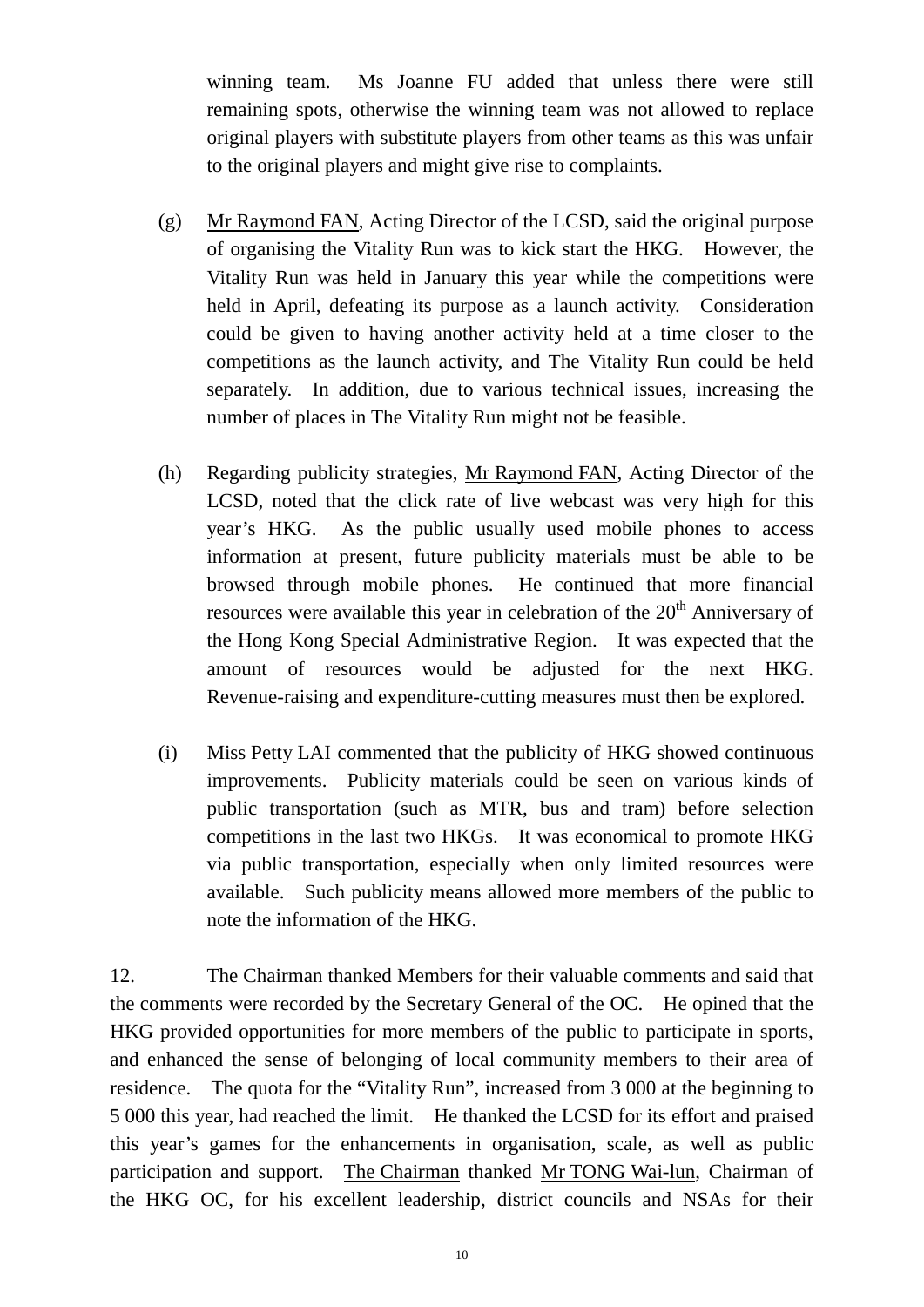winning team. Ms Joanne FU added that unless there were still remaining spots, otherwise the winning team was not allowed to replace original players with substitute players from other teams as this was unfair to the original players and might give rise to complaints.

(g) Mr Raymond FAN, Acting Director of the LCSD, said the original purpose of organising the Vitality Run was to kick start the HKG. However, the Vitality Run was held in January this year while the competitions were held in April, defeating its purpose as a launch activity. Consideration could be given to having another activity held at a time closer to the competitions as the launch activity, and The Vitality Run could be held separately. In addition, due to various technical issues, increasing the number of places in The Vitality Run might not be feasible.

(h) Regarding publicity strategies, Mr Raymond FAN, Acting Director of the LCSD, noted that the click rate of live webcast was very high for this year's HKG. As the public usually used mobile phones to access information at present, future publicity materials must be able to be browsed through mobile phones. He continued that more financial resources were available this year in celebration of the 20th Anniversary of the Hong Kong Special Administrative Region. It was expected that the amount of resources would be adjusted for the next HKG. Revenue-raising and expenditure-cutting measures must then be explored.

(i) Miss Petty LAI commented that the publicity of HKG showed continuous improvements. Publicity materials could be seen on various kinds of public transportation (such as MTR, bus and tram) before selection competitions in the last two HKGs. It was economical to promote HKG via public transportation, especially when only limited resources were available. Such publicity means allowed more members of the public to note the information of the HKG.

12. The Chairman thanked Members for their valuable comments and said that the comments were recorded by the Secretary General of the OC. He opined that the HKG provided opportunities for more members of the public to participate in sports, and enhanced the sense of belonging of local community members to their area of residence. The quota for the "Vitality Run", increased from 3 000 at the beginning to 5 000 this year, had reached the limit. He thanked the LCSD for its effort and praised this year's games for the enhancements in organisation, scale, as well as public participation and support. The Chairman thanked Mr TONG Wai-lun, Chairman of the HKG OC, for his excellent leadership, district councils and NSAs for their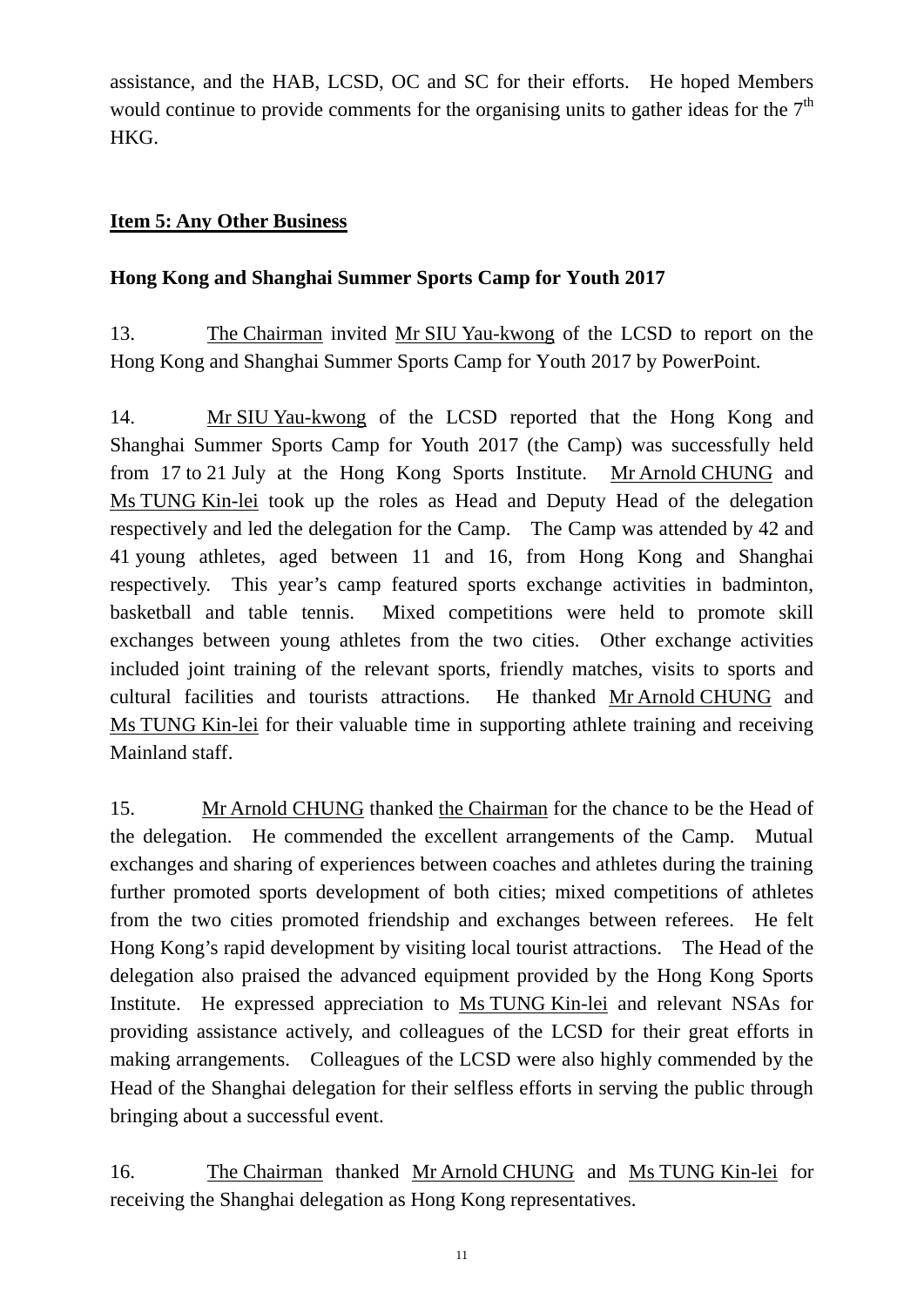assistance, and the HAB, LCSD, OC and SC for their efforts. He hoped Members would continue to provide comments for the organising units to gather ideas for the 7th HKG.

**Item 5: Any Other Business**

**Hong Kong and Shanghai Summer Sports Camp for Youth 2017**

13. The Chairman invited Mr SIU Yau-kwong of the LCSD to report on the Hong Kong and Shanghai Summer Sports Camp for Youth 2017 by PowerPoint.

14. Mr SIU Yau-kwong of the LCSD reported that the Hong Kong and Shanghai Summer Sports Camp for Youth 2017 (the Camp) was successfully held from 17 to 21 July at the Hong Kong Sports Institute. Mr Arnold CHUNG and Ms TUNG Kin-lei took up the roles as Head and Deputy Head of the delegation respectively and led the delegation for the Camp. The Camp was attended by 42 and 41 young athletes, aged between 11 and 16, from Hong Kong and Shanghai respectively. This year's camp featured sports exchange activities in badminton, basketball and table tennis. Mixed competitions were held to promote skill exchanges between young athletes from the two cities. Other exchange activities included joint training of the relevant sports, friendly matches, visits to sports and cultural facilities and tourists attractions. He thanked Mr Arnold CHUNG and Ms TUNG Kin-lei for their valuable time in supporting athlete training and receiving Mainland staff.

15. Mr Arnold CHUNG thanked the Chairman for the chance to be the Head of the delegation. He commended the excellent arrangements of the Camp. Mutual exchanges and sharing of experiences between coaches and athletes during the training further promoted sports development of both cities; mixed competitions of athletes from the two cities promoted friendship and exchanges between referees. He felt Hong Kong's rapid development by visiting local tourist attractions. The Head of the delegation also praised the advanced equipment provided by the Hong Kong Sports Institute. He expressed appreciation to Ms TUNG Kin-lei and relevant NSAs for providing assistance actively, and colleagues of the LCSD for their great efforts in making arrangements. Colleagues of the LCSD were also highly commended by the Head of the Shanghai delegation for their selfless efforts in serving the public through bringing about a successful event.

16. The Chairman thanked Mr Arnold CHUNG and Ms TUNG Kin-lei for receiving the Shanghai delegation as Hong Kong representatives.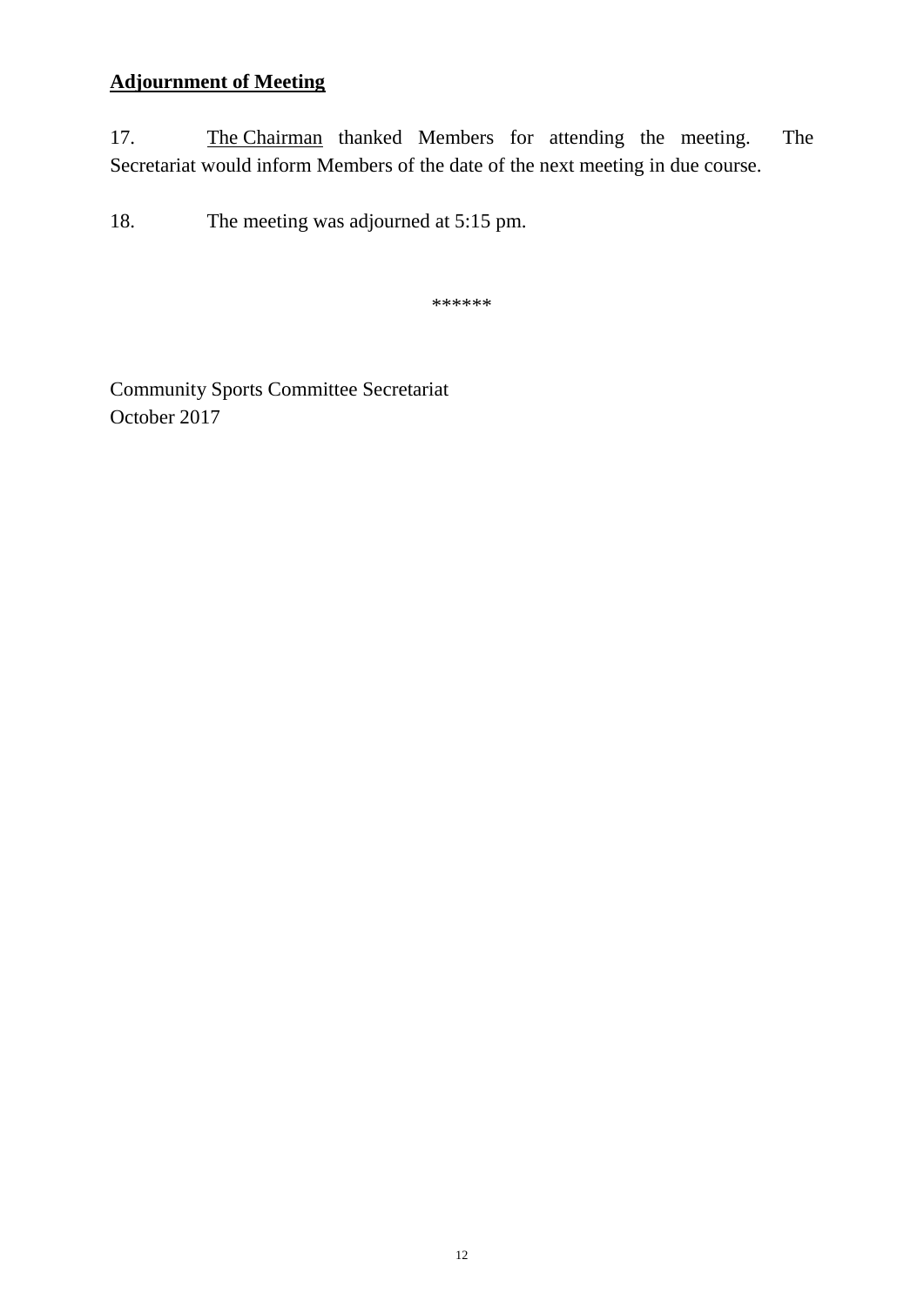**Adjournment of Meeting**

17. The Chairman thanked Members for attending the meeting. The Secretariat would inform Members of the date of the next meeting in due course.

18. The meeting was adjourned at 5:15 pm.

******

Community Sports Committee Secretariat
October 2017